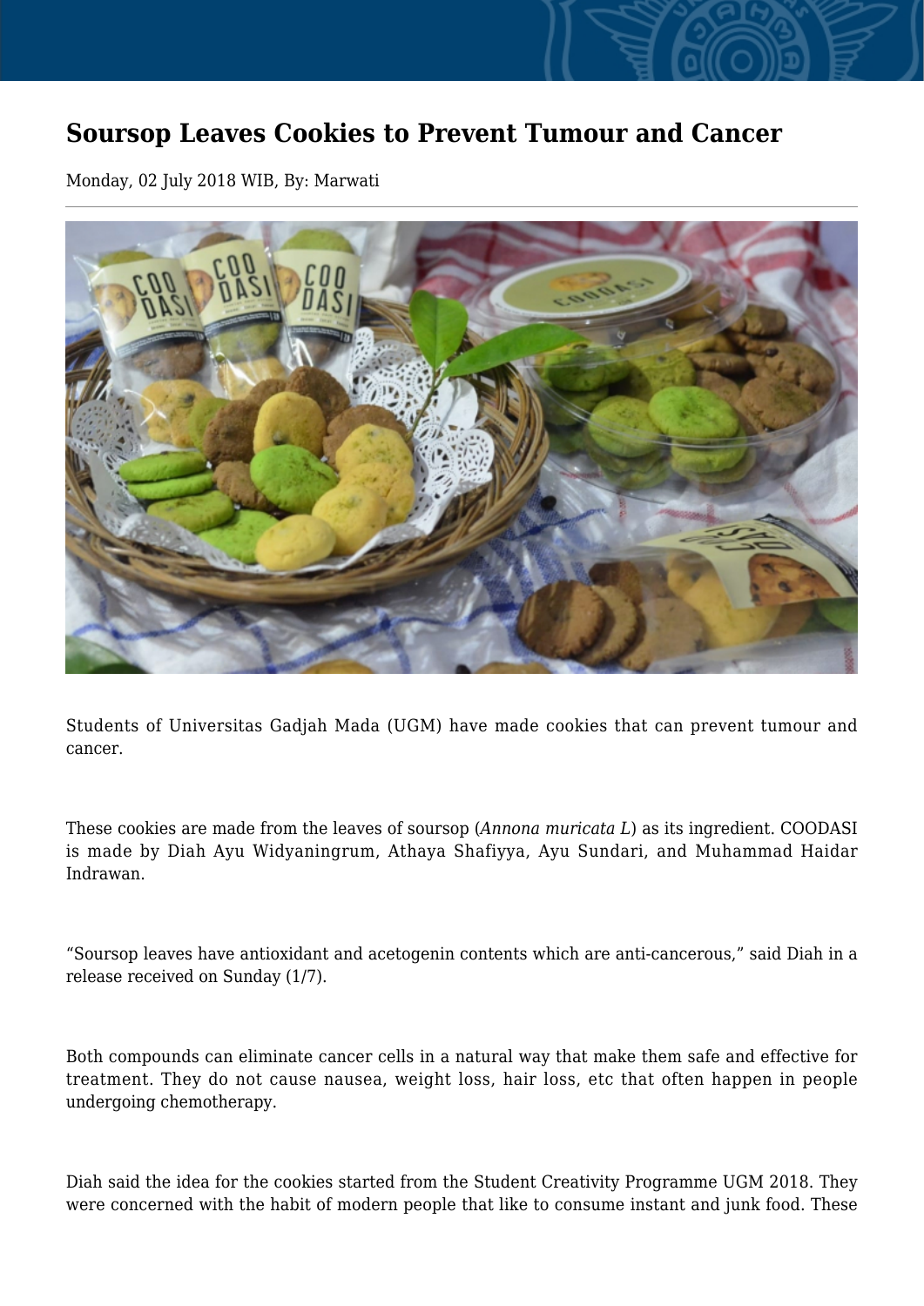# Soursop Leaves Cookies to Prevent Tumour and Cancer

Monday, 02 July 2018 WIB, By: Marwati

Students of Universitas Gadjah Mada (UGM) have made cookies that can prevent tumour and cancer.

These cookies are made from the leaves of soursop (*Annona muricata L*) as its ingredient. COODASI is made by Diah Ayu Widyaningrum, Athaya Shafiyya, Ayu Sundari, and Muhammad Haidar Indrawan.

“Soursop leaves have antioxidant and acetogenin contents which are anti-cancerous,” said Diah in a release received on Sunday (1/7).

Both compounds can eliminate cancer cells in a natural way that make them safe and effective for treatment. They do not cause nausea, weight loss, hair loss, etc that often happen in people undergoing chemotherapy.

Diah said the idea for the cookies started from the Student Creativity Programme UGM 2018. They were concerned with the habit of modern people that like to consume instant and junk food. These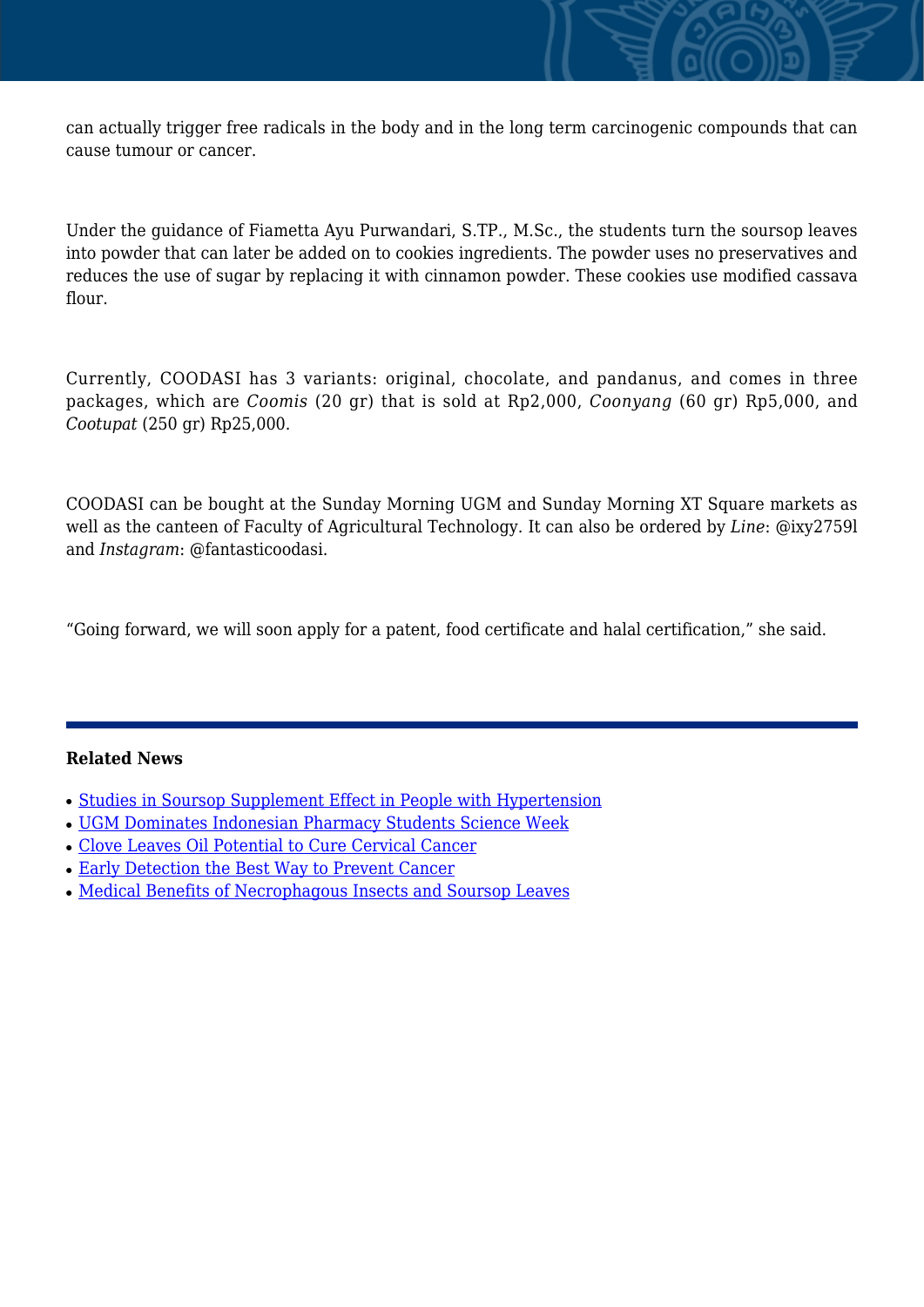can actually trigger free radicals in the body and in the long term carcinogenic compounds that can cause tumour or cancer.

Under the guidance of Fiametta Ayu Purwandari, S.TP., M.Sc., the students turn the soursop leaves into powder that can later be added on to cookies ingredients. The powder uses no preservatives and reduces the use of sugar by replacing it with cinnamon powder. These cookies use modified cassava flour.

Currently, COODASI has 3 variants: original, chocolate, and pandanus, and comes in three packages, which are *Coomis* (20 gr) that is sold at Rp2,000, *Coonyang* (60 gr) Rp5,000, and *Cootupat* (250 gr) Rp25,000.

COODASI can be bought at the Sunday Morning UGM and Sunday Morning XT Square markets as well as the canteen of Faculty of Agricultural Technology. It can also be ordered by *Line*: @ixy2759l and *Instagram*: @fantasticoodasi.

“Going forward, we will soon apply for a patent, food certificate and halal certification,” she said.

---

**Related News**

- Studies in Soursop Supplement Effect in People with Hypertension
- UGM Dominates Indonesian Pharmacy Students Science Week
- Clove Leaves Oil Potential to Cure Cervical Cancer
- Early Detection the Best Way to Prevent Cancer
- Medical Benefits of Necrophagous Insects and Soursop Leaves